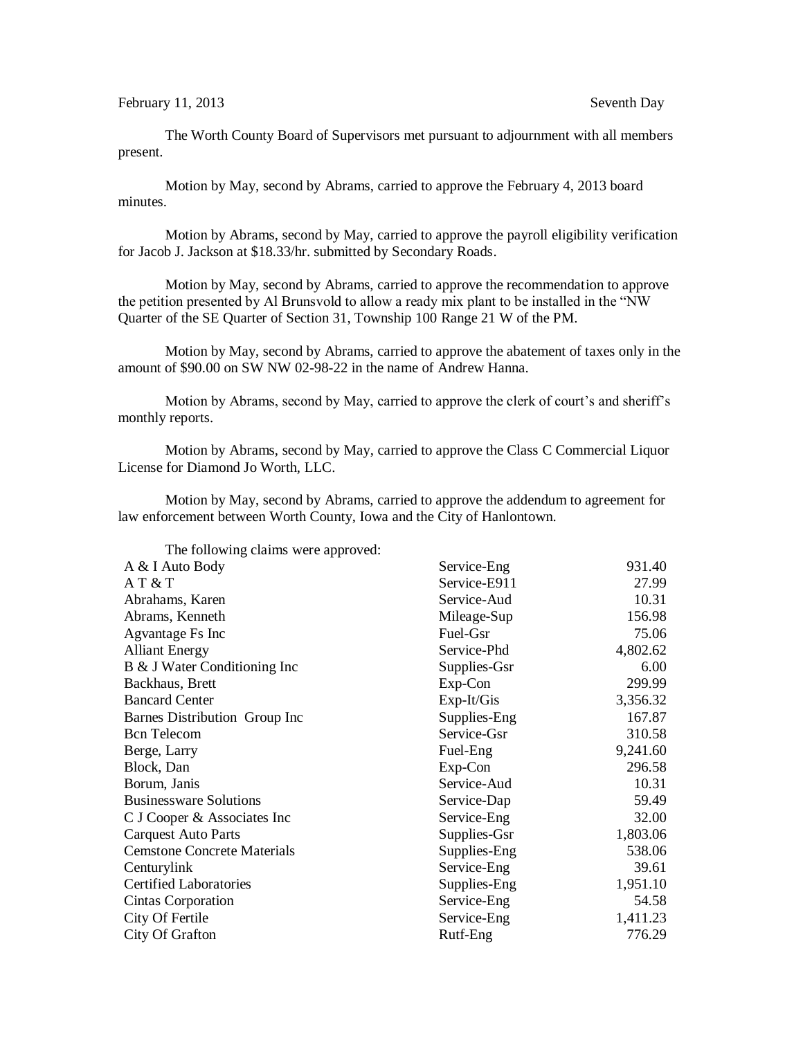February 11, 2013 Seventh Day

The Worth County Board of Supervisors met pursuant to adjournment with all members present.

Motion by May, second by Abrams, carried to approve the February 4, 2013 board minutes.

Motion by Abrams, second by May, carried to approve the payroll eligibility verification for Jacob J. Jackson at $18.33/hr. submitted by Secondary Roads.

Motion by May, second by Abrams, carried to approve the recommendation to approve the petition presented by Al Brunsvold to allow a ready mix plant to be installed in the "NW Quarter of the SE Quarter of Section 31, Township 100 Range 21 W of the PM.

Motion by May, second by Abrams, carried to approve the abatement of taxes only in the amount of $90.00 on SW NW 02-98-22 in the name of Andrew Hanna.

Motion by Abrams, second by May, carried to approve the clerk of court's and sheriff's monthly reports.

Motion by Abrams, second by May, carried to approve the Class C Commercial Liquor License for Diamond Jo Worth, LLC.

Motion by May, second by Abrams, carried to approve the addendum to agreement for law enforcement between Worth County, Iowa and the City of Hanlontown.

The following claims were approved:

| | | |
|---|---|---|
| A & I Auto Body | Service-Eng | 931.40 |
| A T & T | Service-E911 | 27.99 |
| Abrahams, Karen | Service-Aud | 10.31 |
| Abrams, Kenneth | Mileage-Sup | 156.98 |
| Agvantage Fs Inc | Fuel-Gsr | 75.06 |
| Alliant Energy | Service-Phd | 4,802.62 |
| B & J Water Conditioning Inc | Supplies-Gsr | 6.00 |
| Backhaus, Brett | Exp-Con | 299.99 |
| Bancard Center | Exp-It/Gis | 3,356.32 |
| Barnes Distribution Group Inc | Supplies-Eng | 167.87 |
| Bcn Telecom | Service-Gsr | 310.58 |
| Berge, Larry | Fuel-Eng | 9,241.60 |
| Block, Dan | Exp-Con | 296.58 |
| Borum, Janis | Service-Aud | 10.31 |
| Businessware Solutions | Service-Dap | 59.49 |
| C J Cooper & Associates Inc | Service-Eng | 32.00 |
| Carquest Auto Parts | Supplies-Gsr | 1,803.06 |
| Cemstone Concrete Materials | Supplies-Eng | 538.06 |
| Centurylink | Service-Eng | 39.61 |
| Certified Laboratories | Supplies-Eng | 1,951.10 |
| Cintas Corporation | Service-Eng | 54.58 |
| City Of Fertile | Service-Eng | 1,411.23 |
| City Of Grafton | Rutf-Eng | 776.29 |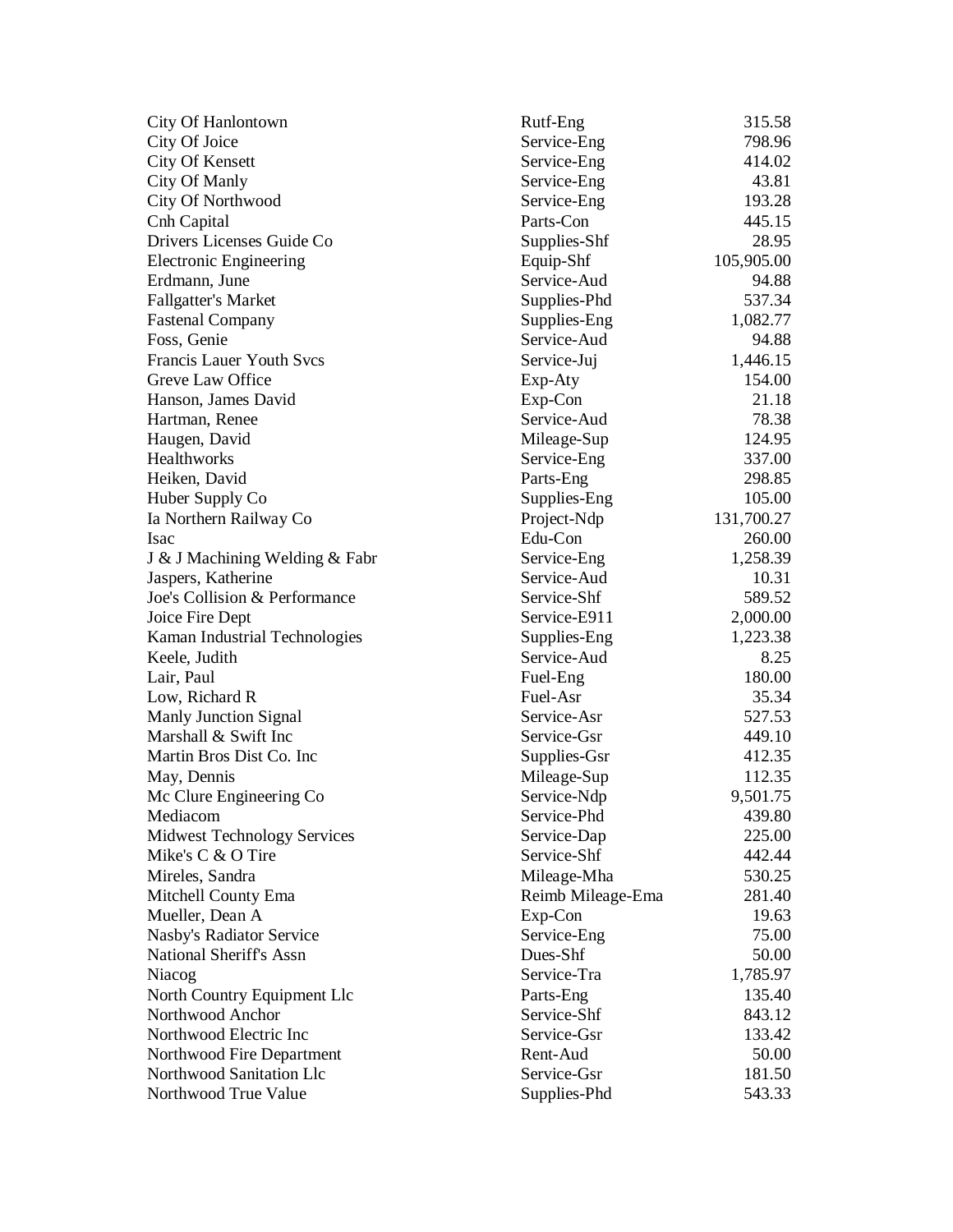| | | |
|---|---|---|
| City Of Hanlontown | Rutf-Eng | 315.58 |
| City Of Joice | Service-Eng | 798.96 |
| City Of Kensett | Service-Eng | 414.02 |
| City Of Manly | Service-Eng | 43.81 |
| City Of Northwood | Service-Eng | 193.28 |
| Cnh Capital | Parts-Con | 445.15 |
| Drivers Licenses Guide Co | Supplies-Shf | 28.95 |
| Electronic Engineering | Equip-Shf | 105,905.00 |
| Erdmann, June | Service-Aud | 94.88 |
| Fallgatter's Market | Supplies-Phd | 537.34 |
| Fastenal Company | Supplies-Eng | 1,082.77 |
| Foss, Genie | Service-Aud | 94.88 |
| Francis Lauer Youth Svcs | Service-Juj | 1,446.15 |
| Greve Law Office | Exp-Aty | 154.00 |
| Hanson, James David | Exp-Con | 21.18 |
| Hartman, Renee | Service-Aud | 78.38 |
| Haugen, David | Mileage-Sup | 124.95 |
| Healthworks | Service-Eng | 337.00 |
| Heiken, David | Parts-Eng | 298.85 |
| Huber Supply Co | Supplies-Eng | 105.00 |
| Ia Northern Railway Co | Project-Ndp | 131,700.27 |
| Isac | Edu-Con | 260.00 |
| J & J Machining Welding & Fabr | Service-Eng | 1,258.39 |
| Jaspers, Katherine | Service-Aud | 10.31 |
| Joe's Collision & Performance | Service-Shf | 589.52 |
| Joice Fire Dept | Service-E911 | 2,000.00 |
| Kaman Industrial Technologies | Supplies-Eng | 1,223.38 |
| Keele, Judith | Service-Aud | 8.25 |
| Lair, Paul | Fuel-Eng | 180.00 |
| Low, Richard R | Fuel-Asr | 35.34 |
| Manly Junction Signal | Service-Asr | 527.53 |
| Marshall & Swift Inc | Service-Gsr | 449.10 |
| Martin Bros Dist Co. Inc | Supplies-Gsr | 412.35 |
| May, Dennis | Mileage-Sup | 112.35 |
| Mc Clure Engineering Co | Service-Ndp | 9,501.75 |
| Mediacom | Service-Phd | 439.80 |
| Midwest Technology Services | Service-Dap | 225.00 |
| Mike's C & O Tire | Service-Shf | 442.44 |
| Mireles, Sandra | Mileage-Mha | 530.25 |
| Mitchell County Ema | Reimb Mileage-Ema | 281.40 |
| Mueller, Dean A | Exp-Con | 19.63 |
| Nasby's Radiator Service | Service-Eng | 75.00 |
| National Sheriff's Assn | Dues-Shf | 50.00 |
| Niacog | Service-Tra | 1,785.97 |
| North Country Equipment Llc | Parts-Eng | 135.40 |
| Northwood Anchor | Service-Shf | 843.12 |
| Northwood Electric Inc | Service-Gsr | 133.42 |
| Northwood Fire Department | Rent-Aud | 50.00 |
| Northwood Sanitation Llc | Service-Gsr | 181.50 |
| Northwood True Value | Supplies-Phd | 543.33 |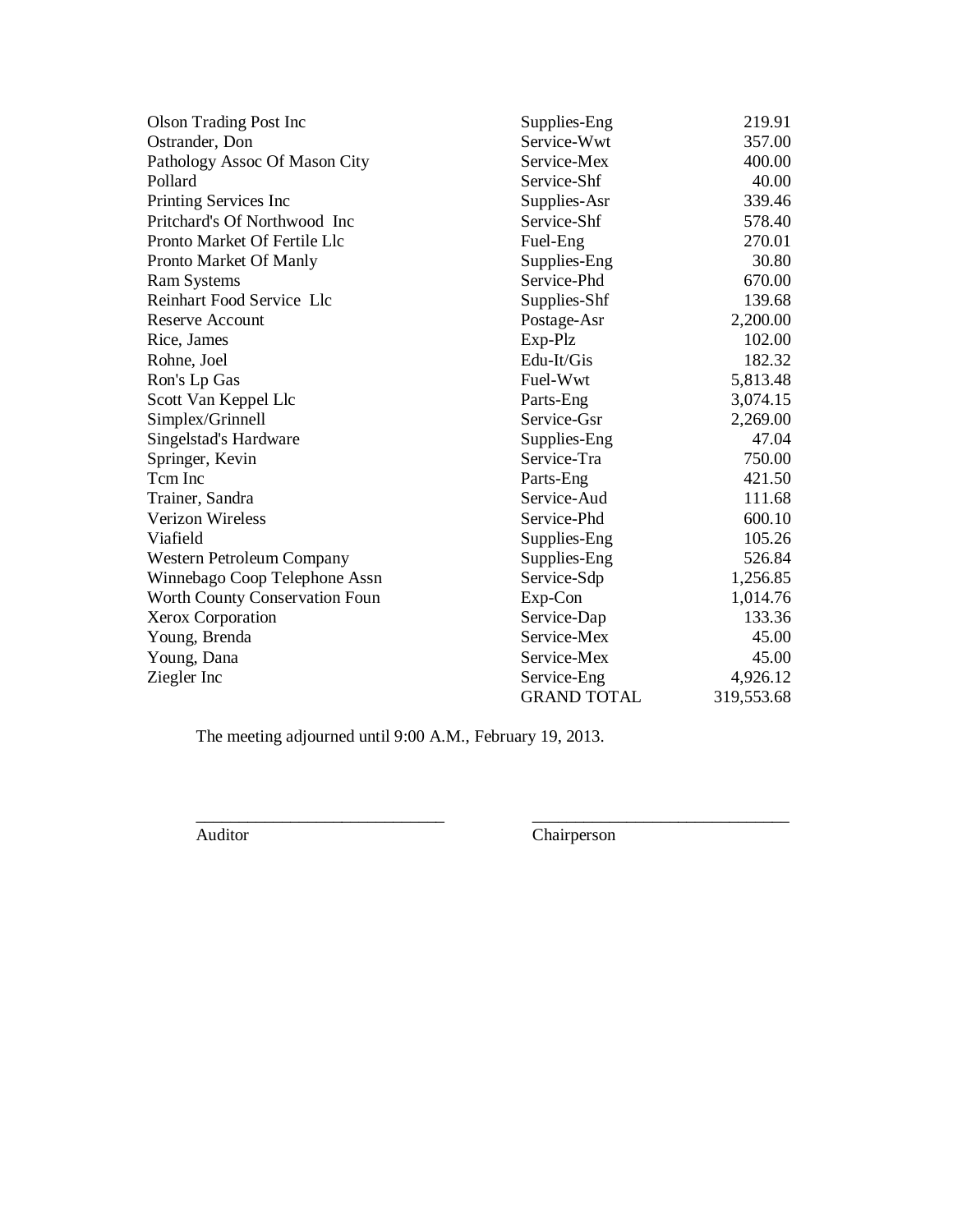| | | |
|---|---|---|
| Olson Trading Post Inc | Supplies-Eng | 219.91 |
| Ostrander, Don | Service-Wwt | 357.00 |
| Pathology Assoc Of Mason City | Service-Mex | 400.00 |
| Pollard | Service-Shf | 40.00 |
| Printing Services Inc | Supplies-Asr | 339.46 |
| Pritchard's Of Northwood Inc | Service-Shf | 578.40 |
| Pronto Market Of Fertile Llc | Fuel-Eng | 270.01 |
| Pronto Market Of Manly | Supplies-Eng | 30.80 |
| Ram Systems | Service-Phd | 670.00 |
| Reinhart Food Service Llc | Supplies-Shf | 139.68 |
| Reserve Account | Postage-Asr | 2,200.00 |
| Rice, James | Exp-Plz | 102.00 |
| Rohne, Joel | Edu-It/Gis | 182.32 |
| Ron's Lp Gas | Fuel-Wwt | 5,813.48 |
| Scott Van Keppel Llc | Parts-Eng | 3,074.15 |
| Simplex/Grinnell | Service-Gsr | 2,269.00 |
| Singelstad's Hardware | Supplies-Eng | 47.04 |
| Springer, Kevin | Service-Tra | 750.00 |
| Tcm Inc | Parts-Eng | 421.50 |
| Trainer, Sandra | Service-Aud | 111.68 |
| Verizon Wireless | Service-Phd | 600.10 |
| Viafield | Supplies-Eng | 105.26 |
| Western Petroleum Company | Supplies-Eng | 526.84 |
| Winnebago Coop Telephone Assn | Service-Sdp | 1,256.85 |
| Worth County Conservation Foun | Exp-Con | 1,014.76 |
| Xerox Corporation | Service-Dap | 133.36 |
| Young, Brenda | Service-Mex | 45.00 |
| Young, Dana | Service-Mex | 45.00 |
| Ziegler Inc | Service-Eng | 4,926.12 |
| | GRAND TOTAL | 319,553.68 |

The meeting adjourned until 9:00 A.M., February 19, 2013.

_____________________________ _____________________________

Auditor Chairperson